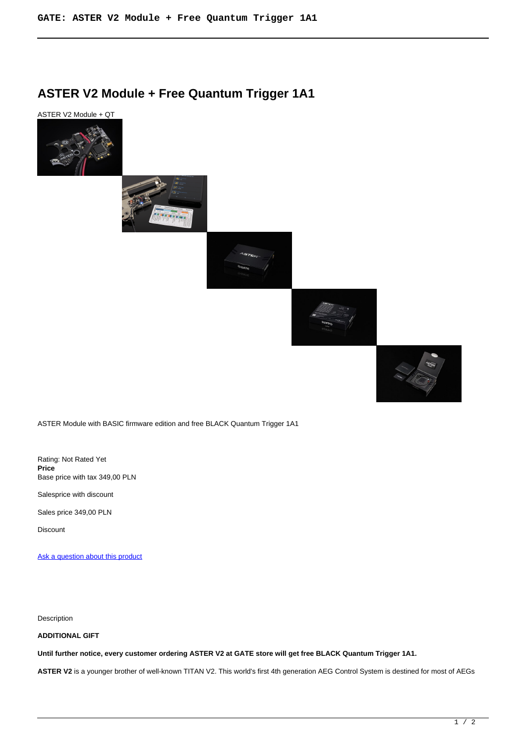# ASTER V2 Module + Free Quantum Trigger 1A1

ASTER V2 Module + QT

ASTER Module with BASIC firmware edition and free BLACK Quantum Trigger 1A1

Rating: Not Rated Yet

**Price**

Base price with tax 349,00 PLN

Salesprice with discount

Sales price 349,00 PLN

Discount

[Ask a question about this product]()

Description

**ADDITIONAL GIFT**

**Until further notice, every customer ordering ASTER V2 at GATE store will get free BLACK Quantum Trigger 1A1.**

**ASTER V2** is a younger brother of well-known TITAN V2. This world's first 4th generation AEG Control System is destined for most of AEGs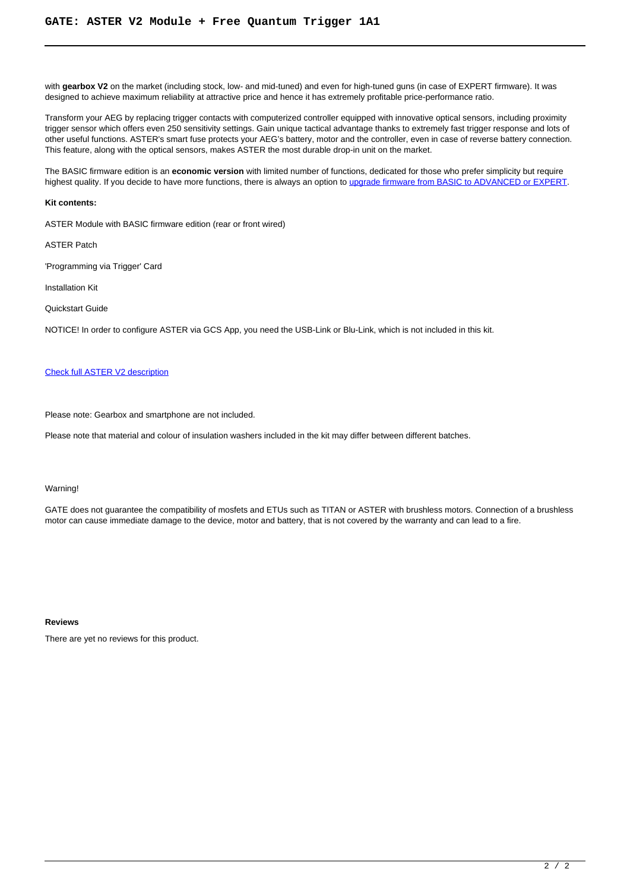with **gearbox V2** on the market (including stock, low- and mid-tuned) and even for high-tuned guns (in case of EXPERT firmware). It was designed to achieve maximum reliability at attractive price and hence it has extremely profitable price-performance ratio.

Transform your AEG by replacing trigger contacts with computerized controller equipped with innovative optical sensors, including proximity trigger sensor which offers even 250 sensitivity settings. Gain unique tactical advantage thanks to extremely fast trigger response and lots of other useful functions. ASTER's smart fuse protects your AEG's battery, motor and the controller, even in case of reverse battery connection. This feature, along with the optical sensors, makes ASTER the most durable drop-in unit on the market.

The BASIC firmware edition is an **economic version** with limited number of functions, dedicated for those who prefer simplicity but require highest quality. If you decide to have more functions, there is always an option to upgrade firmware from BASIC to ADVANCED or EXPERT.

**Kit contents:**

ASTER Module with BASIC firmware edition (rear or front wired)

ASTER Patch

'Programming via Trigger' Card

Installation Kit

Quickstart Guide

NOTICE! In order to configure ASTER via GCS App, you need the USB-Link or Blu-Link, which is not included in this kit.

Check full ASTER V2 description

Please note: Gearbox and smartphone are not included.

Please note that material and colour of insulation washers included in the kit may differ between different batches.

Warning!

GATE does not guarantee the compatibility of mosfets and ETUs such as TITAN or ASTER with brushless motors. Connection of a brushless motor can cause immediate damage to the device, motor and battery, that is not covered by the warranty and can lead to a fire.

**Reviews**

There are yet no reviews for this product.